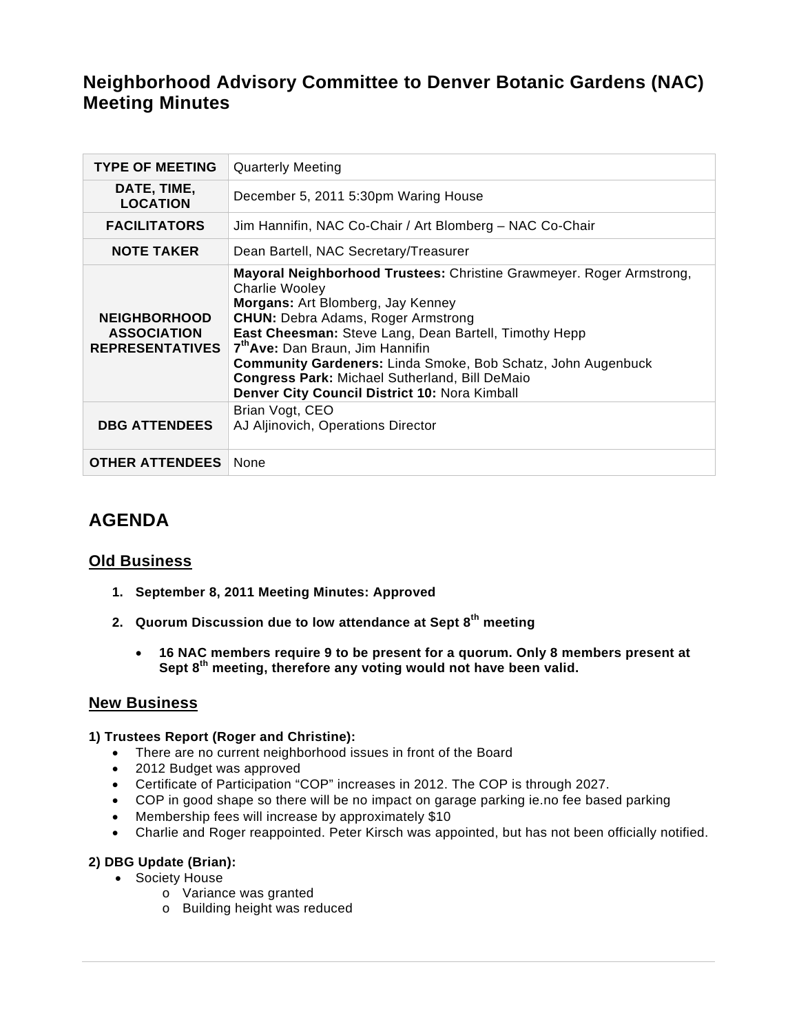# Neighborhood Advisory Committee to Denver Botanic Gardens (NAC) Meeting Minutes

| | |
|---|---|
| **TYPE OF MEETING** | Quarterly Meeting |
| **DATE, TIME, LOCATION** | December 5, 2011 5:30pm Waring House |
| **FACILITATORS** | Jim Hannifin, NAC Co-Chair / Art Blomberg – NAC Co-Chair |
| **NOTE TAKER** | Dean Bartell, NAC Secretary/Treasurer |
| **NEIGHBORHOOD ASSOCIATION REPRESENTATIVES** | **Mayoral Neighborhood Trustees:** Christine Grawmeyer. Roger Armstrong, Charlie Wooley<br>**Morgans:** Art Blomberg, Jay Kenney<br>**CHUN:** Debra Adams, Roger Armstrong<br>**East Cheesman:** Steve Lang, Dean Bartell, Timothy Hepp<br>**7th Ave:** Dan Braun, Jim Hannifin<br>**Community Gardeners:** Linda Smoke, Bob Schatz, John Augenbuck<br>**Congress Park:** Michael Sutherland, Bill DeMaio<br>**Denver City Council District 10:** Nora Kimball |
| **DBG ATTENDEES** | Brian Vogt, CEO<br>AJ Aljinovich, Operations Director |
| **OTHER ATTENDEES** | None |

## AGENDA

### Old Business

1. **September 8, 2011 Meeting Minutes: Approved**

2. **Quorum Discussion due to low attendance at Sept 8th meeting**

   - **16 NAC members require 9 to be present for a quorum. Only 8 members present at Sept 8th meeting, therefore any voting would not have been valid.**

### New Business

**1) Trustees Report (Roger and Christine):**

- There are no current neighborhood issues in front of the Board
- 2012 Budget was approved
- Certificate of Participation "COP" increases in 2012. The COP is through 2027.
- COP in good shape so there will be no impact on garage parking ie.no fee based parking
- Membership fees will increase by approximately $10
- Charlie and Roger reappointed. Peter Kirsch was appointed, but has not been officially notified.

**2) DBG Update (Brian):**

- Society House
  - Variance was granted
  - Building height was reduced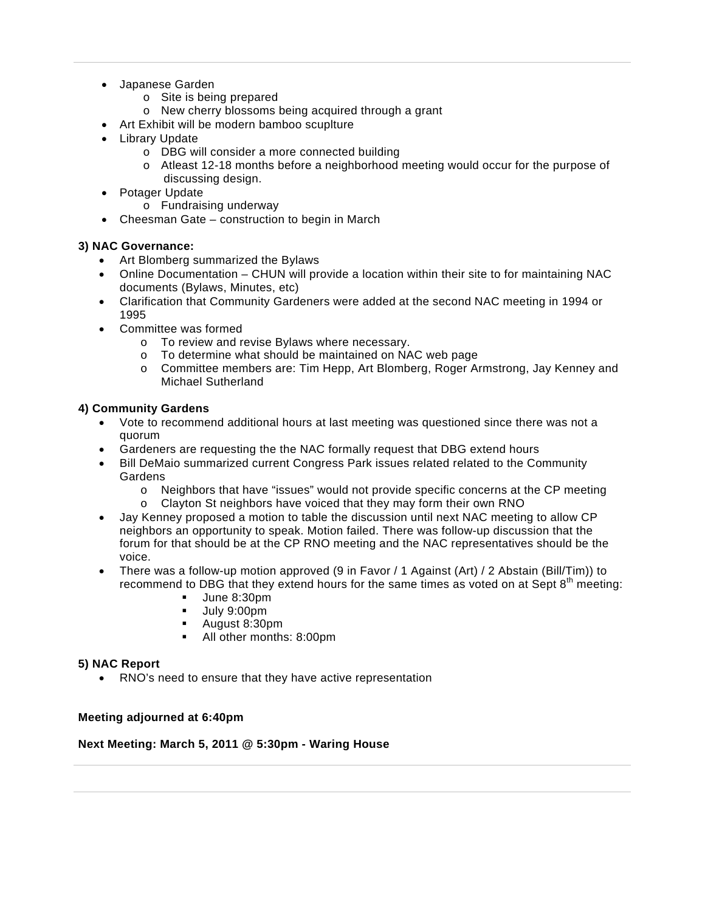- Japanese Garden
  - Site is being prepared
  - New cherry blossoms being acquired through a grant
- Art Exhibit will be modern bamboo scuplture
- Library Update
  - DBG will consider a more connected building
  - Atleast 12-18 months before a neighborhood meeting would occur for the purpose of discussing design.
- Potager Update
  - Fundraising underway
- Cheesman Gate – construction to begin in March

**3) NAC Governance:**

- Art Blomberg summarized the Bylaws
- Online Documentation – CHUN will provide a location within their site to for maintaining NAC documents (Bylaws, Minutes, etc)
- Clarification that Community Gardeners were added at the second NAC meeting in 1994 or 1995
- Committee was formed
  - To review and revise Bylaws where necessary.
  - To determine what should be maintained on NAC web page
  - Committee members are: Tim Hepp, Art Blomberg, Roger Armstrong, Jay Kenney and Michael Sutherland

**4) Community Gardens**

- Vote to recommend additional hours at last meeting was questioned since there was not a quorum
- Gardeners are requesting the the NAC formally request that DBG extend hours
- Bill DeMaio summarized current Congress Park issues related related to the Community Gardens
  - Neighbors that have "issues" would not provide specific concerns at the CP meeting
  - Clayton St neighbors have voiced that they may form their own RNO
- Jay Kenney proposed a motion to table the discussion until next NAC meeting to allow CP neighbors an opportunity to speak. Motion failed. There was follow-up discussion that the forum for that should be at the CP RNO meeting and the NAC representatives should be the voice.
- There was a follow-up motion approved (9 in Favor / 1 Against (Art) / 2 Abstain (Bill/Tim)) to recommend to DBG that they extend hours for the same times as voted on at Sept 8th meeting:
  - June 8:30pm
  - July 9:00pm
  - August 8:30pm
  - All other months: 8:00pm

**5) NAC Report**

- RNO's need to ensure that they have active representation

**Meeting adjourned at 6:40pm**

**Next Meeting: March 5, 2011 @ 5:30pm - Waring House**